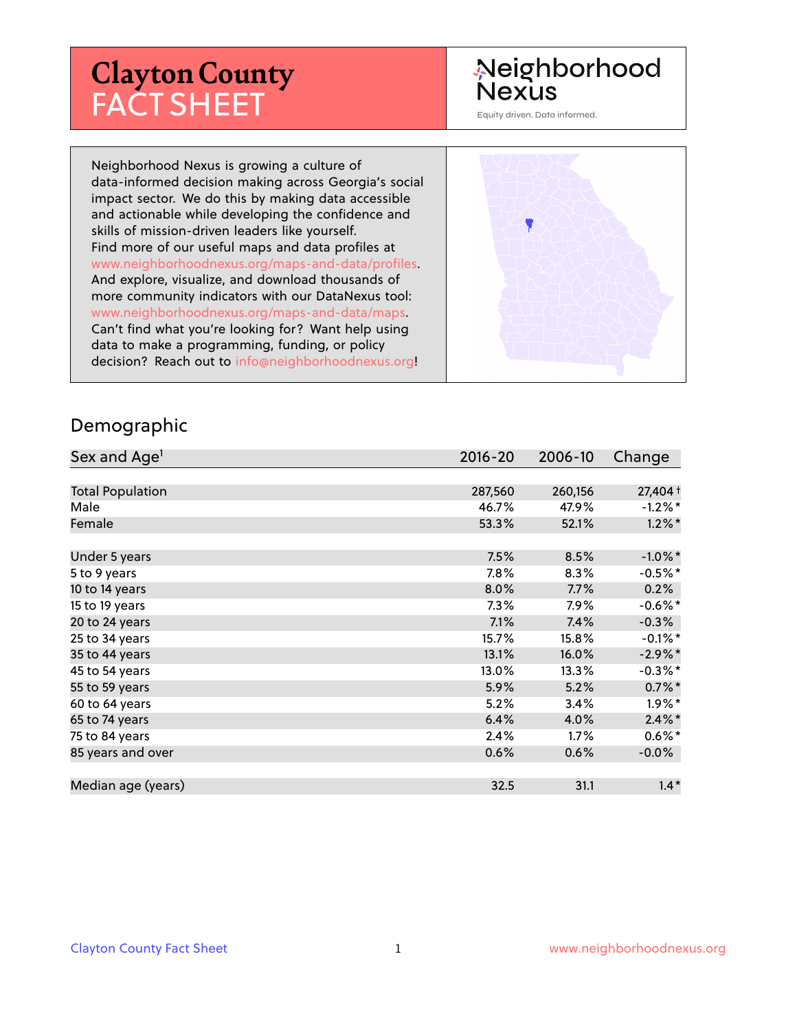# Clayton County FACT SHEET

Neighborhood Nexus

Equity driven. Data informed.

Neighborhood Nexus is growing a culture of data-informed decision making across Georgia's social impact sector. We do this by making data accessible and actionable while developing the confidence and skills of mission-driven leaders like yourself. Find more of our useful maps and data profiles at www.neighborhoodnexus.org/maps-and-data/profiles. And explore, visualize, and download thousands of more community indicators with our DataNexus tool: www.neighborhoodnexus.org/maps-and-data/maps. Can't find what you're looking for? Want help using data to make a programming, funding, or policy decision? Reach out to info@neighborhoodnexus.org!

## Demographic

| Sex and Age[1] | 2016-20 | 2006-10 | Change |
|---|---|---|---|
| Total Population | 287,560 | 260,156 | 27,404 † |
| Male | 46.7% | 47.9% | -1.2% * |
| Female | 53.3% | 52.1% | 1.2% * |
| Under 5 years | 7.5% | 8.5% | -1.0% * |
| 5 to 9 years | 7.8% | 8.3% | -0.5% * |
| 10 to 14 years | 8.0% | 7.7% | 0.2% |
| 15 to 19 years | 7.3% | 7.9% | -0.6% * |
| 20 to 24 years | 7.1% | 7.4% | -0.3% |
| 25 to 34 years | 15.7% | 15.8% | -0.1% * |
| 35 to 44 years | 13.1% | 16.0% | -2.9% * |
| 45 to 54 years | 13.0% | 13.3% | -0.3% * |
| 55 to 59 years | 5.9% | 5.2% | 0.7% * |
| 60 to 64 years | 5.2% | 3.4% | 1.9% * |
| 65 to 74 years | 6.4% | 4.0% | 2.4% * |
| 75 to 84 years | 2.4% | 1.7% | 0.6% * |
| 85 years and over | 0.6% | 0.6% | -0.0% |
| Median age (years) | 32.5 | 31.1 | 1.4 * |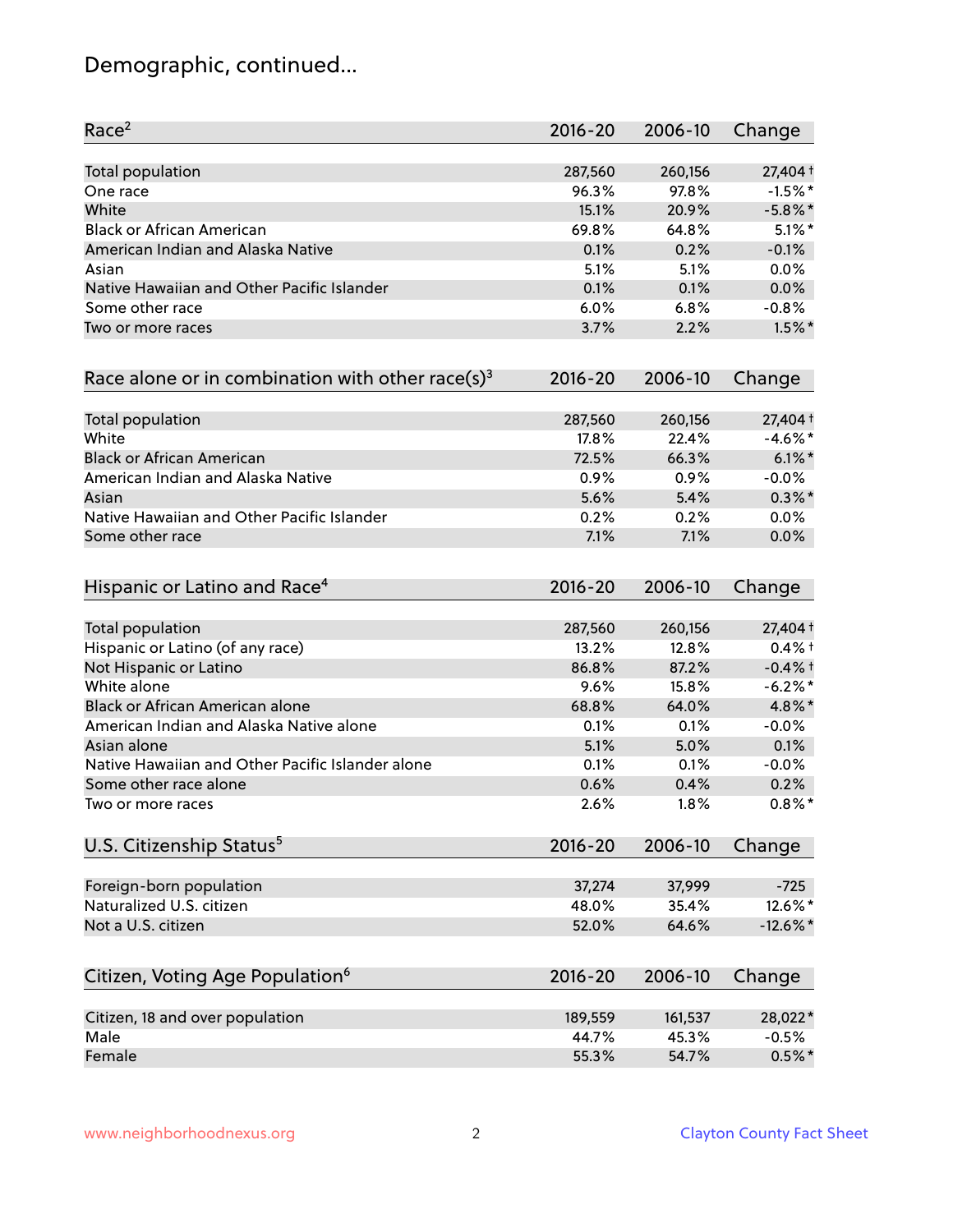# Demographic, continued...

| Race[2] | 2016-20 | 2006-10 | Change |
|---|---|---|---|
| Total population | 287,560 | 260,156 | 27,404† |
| One race | 96.3% | 97.8% | -1.5%* |
| White | 15.1% | 20.9% | -5.8%* |
| Black or African American | 69.8% | 64.8% | 5.1%* |
| American Indian and Alaska Native | 0.1% | 0.2% | -0.1% |
| Asian | 5.1% | 5.1% | 0.0% |
| Native Hawaiian and Other Pacific Islander | 0.1% | 0.1% | 0.0% |
| Some other race | 6.0% | 6.8% | -0.8% |
| Two or more races | 3.7% | 2.2% | 1.5%* |

| Race alone or in combination with other race(s)[3] | 2016-20 | 2006-10 | Change |
|---|---|---|---|
| Total population | 287,560 | 260,156 | 27,404† |
| White | 17.8% | 22.4% | -4.6%* |
| Black or African American | 72.5% | 66.3% | 6.1%* |
| American Indian and Alaska Native | 0.9% | 0.9% | -0.0% |
| Asian | 5.6% | 5.4% | 0.3%* |
| Native Hawaiian and Other Pacific Islander | 0.2% | 0.2% | 0.0% |
| Some other race | 7.1% | 7.1% | 0.0% |

| Hispanic or Latino and Race[4] | 2016-20 | 2006-10 | Change |
|---|---|---|---|
| Total population | 287,560 | 260,156 | 27,404† |
| Hispanic or Latino (of any race) | 13.2% | 12.8% | 0.4%† |
| Not Hispanic or Latino | 86.8% | 87.2% | -0.4%† |
| White alone | 9.6% | 15.8% | -6.2%* |
| Black or African American alone | 68.8% | 64.0% | 4.8%* |
| American Indian and Alaska Native alone | 0.1% | 0.1% | -0.0% |
| Asian alone | 5.1% | 5.0% | 0.1% |
| Native Hawaiian and Other Pacific Islander alone | 0.1% | 0.1% | -0.0% |
| Some other race alone | 0.6% | 0.4% | 0.2% |
| Two or more races | 2.6% | 1.8% | 0.8%* |

| U.S. Citizenship Status[5] | 2016-20 | 2006-10 | Change |
|---|---|---|---|
| Foreign-born population | 37,274 | 37,999 | -725 |
| Naturalized U.S. citizen | 48.0% | 35.4% | 12.6%* |
| Not a U.S. citizen | 52.0% | 64.6% | -12.6%* |

| Citizen, Voting Age Population[6] | 2016-20 | 2006-10 | Change |
|---|---|---|---|
| Citizen, 18 and over population | 189,559 | 161,537 | 28,022* |
| Male | 44.7% | 45.3% | -0.5% |
| Female | 55.3% | 54.7% | 0.5%* |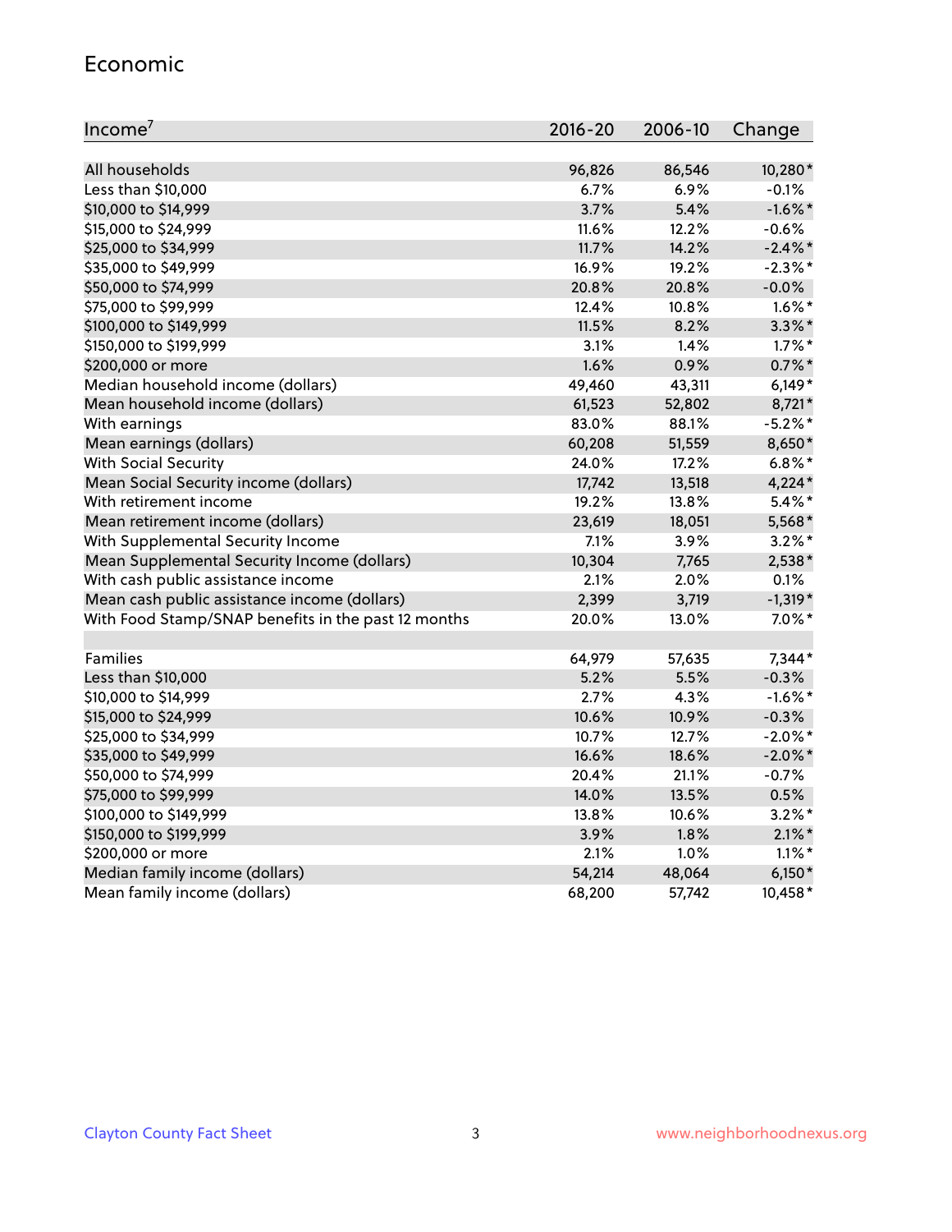## Economic

| Income[7] | 2016-20 | 2006-10 | Change |
|---|---|---|---|
| All households | 96,826 | 86,546 | 10,280* |
| Less than $10,000 | 6.7% | 6.9% | -0.1% |
| $10,000 to $14,999 | 3.7% | 5.4% | -1.6%* |
| $15,000 to $24,999 | 11.6% | 12.2% | -0.6% |
| $25,000 to $34,999 | 11.7% | 14.2% | -2.4%* |
| $35,000 to $49,999 | 16.9% | 19.2% | -2.3%* |
| $50,000 to $74,999 | 20.8% | 20.8% | -0.0% |
| $75,000 to $99,999 | 12.4% | 10.8% | 1.6%* |
| $100,000 to $149,999 | 11.5% | 8.2% | 3.3%* |
| $150,000 to $199,999 | 3.1% | 1.4% | 1.7%* |
| $200,000 or more | 1.6% | 0.9% | 0.7%* |
| Median household income (dollars) | 49,460 | 43,311 | 6,149* |
| Mean household income (dollars) | 61,523 | 52,802 | 8,721* |
| With earnings | 83.0% | 88.1% | -5.2%* |
| Mean earnings (dollars) | 60,208 | 51,559 | 8,650* |
| With Social Security | 24.0% | 17.2% | 6.8%* |
| Mean Social Security income (dollars) | 17,742 | 13,518 | 4,224* |
| With retirement income | 19.2% | 13.8% | 5.4%* |
| Mean retirement income (dollars) | 23,619 | 18,051 | 5,568* |
| With Supplemental Security Income | 7.1% | 3.9% | 3.2%* |
| Mean Supplemental Security Income (dollars) | 10,304 | 7,765 | 2,538* |
| With cash public assistance income | 2.1% | 2.0% | 0.1% |
| Mean cash public assistance income (dollars) | 2,399 | 3,719 | -1,319* |
| With Food Stamp/SNAP benefits in the past 12 months | 20.0% | 13.0% | 7.0%* |
| | | | |
| Families | 64,979 | 57,635 | 7,344* |
| Less than $10,000 | 5.2% | 5.5% | -0.3% |
| $10,000 to $14,999 | 2.7% | 4.3% | -1.6%* |
| $15,000 to $24,999 | 10.6% | 10.9% | -0.3% |
| $25,000 to $34,999 | 10.7% | 12.7% | -2.0%* |
| $35,000 to $49,999 | 16.6% | 18.6% | -2.0%* |
| $50,000 to $74,999 | 20.4% | 21.1% | -0.7% |
| $75,000 to $99,999 | 14.0% | 13.5% | 0.5% |
| $100,000 to $149,999 | 13.8% | 10.6% | 3.2%* |
| $150,000 to $199,999 | 3.9% | 1.8% | 2.1%* |
| $200,000 or more | 2.1% | 1.0% | 1.1%* |
| Median family income (dollars) | 54,214 | 48,064 | 6,150* |
| Mean family income (dollars) | 68,200 | 57,742 | 10,458* |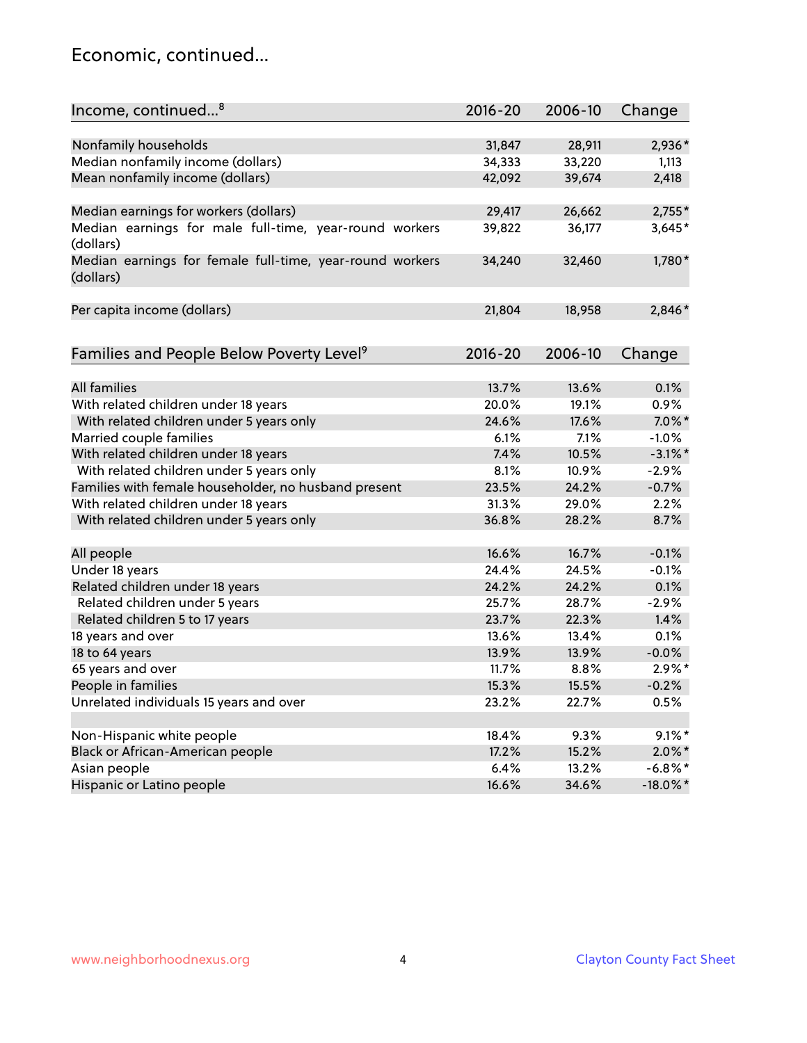## Economic, continued...

| Income, continued...[8] | 2016-20 | 2006-10 | Change |
|---|---|---|---|
| Nonfamily households | 31,847 | 28,911 | 2,936* |
| Median nonfamily income (dollars) | 34,333 | 33,220 | 1,113 |
| Mean nonfamily income (dollars) | 42,092 | 39,674 | 2,418 |
| Median earnings for workers (dollars) | 29,417 | 26,662 | 2,755* |
| Median earnings for male full-time, year-round workers (dollars) | 39,822 | 36,177 | 3,645* |
| Median earnings for female full-time, year-round workers (dollars) | 34,240 | 32,460 | 1,780* |
| Per capita income (dollars) | 21,804 | 18,958 | 2,846* |

| Families and People Below Poverty Level[9] | 2016-20 | 2006-10 | Change |
|---|---|---|---|
| All families | 13.7% | 13.6% | 0.1% |
| With related children under 18 years | 20.0% | 19.1% | 0.9% |
| With related children under 5 years only | 24.6% | 17.6% | 7.0%* |
| Married couple families | 6.1% | 7.1% | -1.0% |
| With related children under 18 years | 7.4% | 10.5% | -3.1%* |
| With related children under 5 years only | 8.1% | 10.9% | -2.9% |
| Families with female householder, no husband present | 23.5% | 24.2% | -0.7% |
| With related children under 18 years | 31.3% | 29.0% | 2.2% |
| With related children under 5 years only | 36.8% | 28.2% | 8.7% |
| All people | 16.6% | 16.7% | -0.1% |
| Under 18 years | 24.4% | 24.5% | -0.1% |
| Related children under 18 years | 24.2% | 24.2% | 0.1% |
| Related children under 5 years | 25.7% | 28.7% | -2.9% |
| Related children 5 to 17 years | 23.7% | 22.3% | 1.4% |
| 18 years and over | 13.6% | 13.4% | 0.1% |
| 18 to 64 years | 13.9% | 13.9% | -0.0% |
| 65 years and over | 11.7% | 8.8% | 2.9%* |
| People in families | 15.3% | 15.5% | -0.2% |
| Unrelated individuals 15 years and over | 23.2% | 22.7% | 0.5% |
| Non-Hispanic white people | 18.4% | 9.3% | 9.1%* |
| Black or African-American people | 17.2% | 15.2% | 2.0%* |
| Asian people | 6.4% | 13.2% | -6.8%* |
| Hispanic or Latino people | 16.6% | 34.6% | -18.0%* |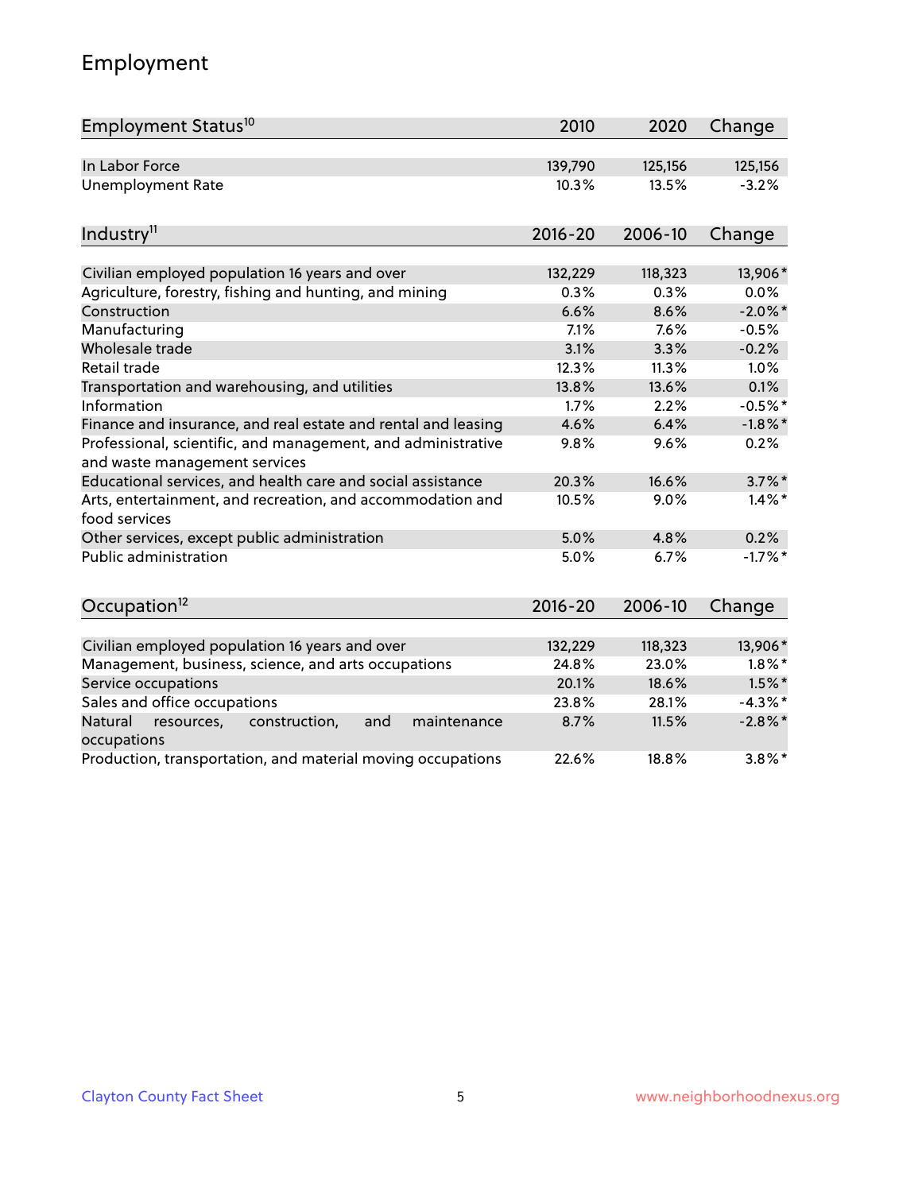## Employment

| Employment Status[10] | 2010 | 2020 | Change |
|---|---|---|---|
| In Labor Force | 139,790 | 125,156 | 125,156 |
| Unemployment Rate | 10.3% | 13.5% | -3.2% |

| Industry[11] | 2016-20 | 2006-10 | Change |
|---|---|---|---|
| Civilian employed population 16 years and over | 132,229 | 118,323 | 13,906* |
| Agriculture, forestry, fishing and hunting, and mining | 0.3% | 0.3% | 0.0% |
| Construction | 6.6% | 8.6% | -2.0%* |
| Manufacturing | 7.1% | 7.6% | -0.5% |
| Wholesale trade | 3.1% | 3.3% | -0.2% |
| Retail trade | 12.3% | 11.3% | 1.0% |
| Transportation and warehousing, and utilities | 13.8% | 13.6% | 0.1% |
| Information | 1.7% | 2.2% | -0.5%* |
| Finance and insurance, and real estate and rental and leasing | 4.6% | 6.4% | -1.8%* |
| Professional, scientific, and management, and administrative and waste management services | 9.8% | 9.6% | 0.2% |
| Educational services, and health care and social assistance | 20.3% | 16.6% | 3.7%* |
| Arts, entertainment, and recreation, and accommodation and food services | 10.5% | 9.0% | 1.4%* |
| Other services, except public administration | 5.0% | 4.8% | 0.2% |
| Public administration | 5.0% | 6.7% | -1.7%* |

| Occupation[12] | 2016-20 | 2006-10 | Change |
|---|---|---|---|
| Civilian employed population 16 years and over | 132,229 | 118,323 | 13,906* |
| Management, business, science, and arts occupations | 24.8% | 23.0% | 1.8%* |
| Service occupations | 20.1% | 18.6% | 1.5%* |
| Sales and office occupations | 23.8% | 28.1% | -4.3%* |
| Natural resources, construction, and maintenance occupations | 8.7% | 11.5% | -2.8%* |
| Production, transportation, and material moving occupations | 22.6% | 18.8% | 3.8%* |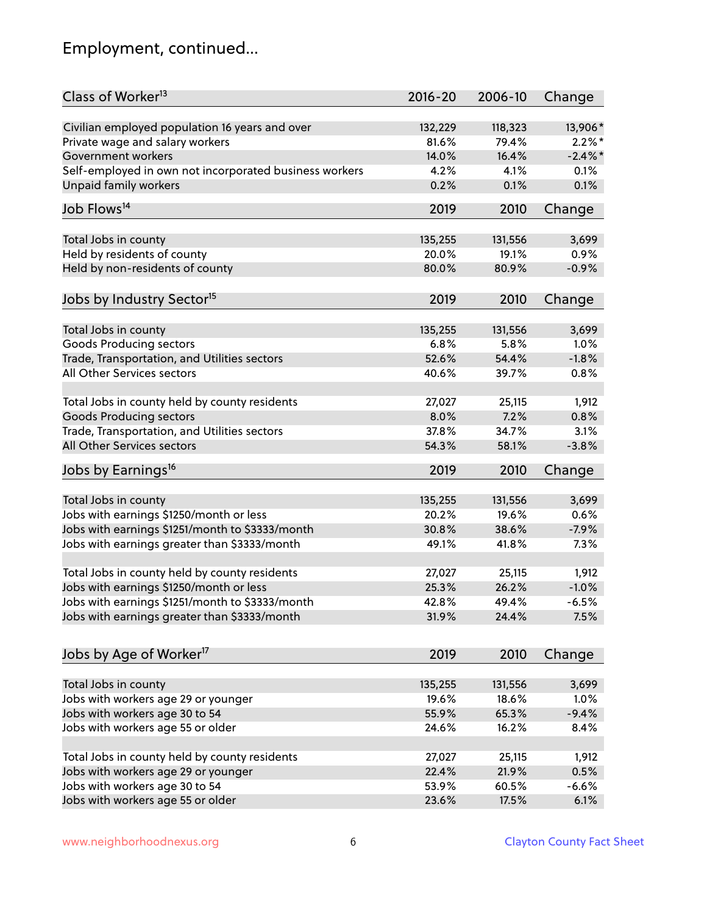# Employment, continued...

| Class of Worker[13] | 2016-20 | 2006-10 | Change |
|---|---|---|---|
| Civilian employed population 16 years and over | 132,229 | 118,323 | 13,906* |
| Private wage and salary workers | 81.6% | 79.4% | 2.2%* |
| Government workers | 14.0% | 16.4% | -2.4%* |
| Self-employed in own not incorporated business workers | 4.2% | 4.1% | 0.1% |
| Unpaid family workers | 0.2% | 0.1% | 0.1% |

| Job Flows[14] | 2019 | 2010 | Change |
|---|---|---|---|
| Total Jobs in county | 135,255 | 131,556 | 3,699 |
| Held by residents of county | 20.0% | 19.1% | 0.9% |
| Held by non-residents of county | 80.0% | 80.9% | -0.9% |

| Jobs by Industry Sector[15] | 2019 | 2010 | Change |
|---|---|---|---|
| Total Jobs in county | 135,255 | 131,556 | 3,699 |
| Goods Producing sectors | 6.8% | 5.8% | 1.0% |
| Trade, Transportation, and Utilities sectors | 52.6% | 54.4% | -1.8% |
| All Other Services sectors | 40.6% | 39.7% | 0.8% |
| | | | |
| Total Jobs in county held by county residents | 27,027 | 25,115 | 1,912 |
| Goods Producing sectors | 8.0% | 7.2% | 0.8% |
| Trade, Transportation, and Utilities sectors | 37.8% | 34.7% | 3.1% |
| All Other Services sectors | 54.3% | 58.1% | -3.8% |

| Jobs by Earnings[16] | 2019 | 2010 | Change |
|---|---|---|---|
| Total Jobs in county | 135,255 | 131,556 | 3,699 |
| Jobs with earnings $1250/month or less | 20.2% | 19.6% | 0.6% |
| Jobs with earnings $1251/month to $3333/month | 30.8% | 38.6% | -7.9% |
| Jobs with earnings greater than $3333/month | 49.1% | 41.8% | 7.3% |
| | | | |
| Total Jobs in county held by county residents | 27,027 | 25,115 | 1,912 |
| Jobs with earnings $1250/month or less | 25.3% | 26.2% | -1.0% |
| Jobs with earnings $1251/month to $3333/month | 42.8% | 49.4% | -6.5% |
| Jobs with earnings greater than $3333/month | 31.9% | 24.4% | 7.5% |

| Jobs by Age of Worker[17] | 2019 | 2010 | Change |
|---|---|---|---|
| Total Jobs in county | 135,255 | 131,556 | 3,699 |
| Jobs with workers age 29 or younger | 19.6% | 18.6% | 1.0% |
| Jobs with workers age 30 to 54 | 55.9% | 65.3% | -9.4% |
| Jobs with workers age 55 or older | 24.6% | 16.2% | 8.4% |
| | | | |
| Total Jobs in county held by county residents | 27,027 | 25,115 | 1,912 |
| Jobs with workers age 29 or younger | 22.4% | 21.9% | 0.5% |
| Jobs with workers age 30 to 54 | 53.9% | 60.5% | -6.6% |
| Jobs with workers age 55 or older | 23.6% | 17.5% | 6.1% |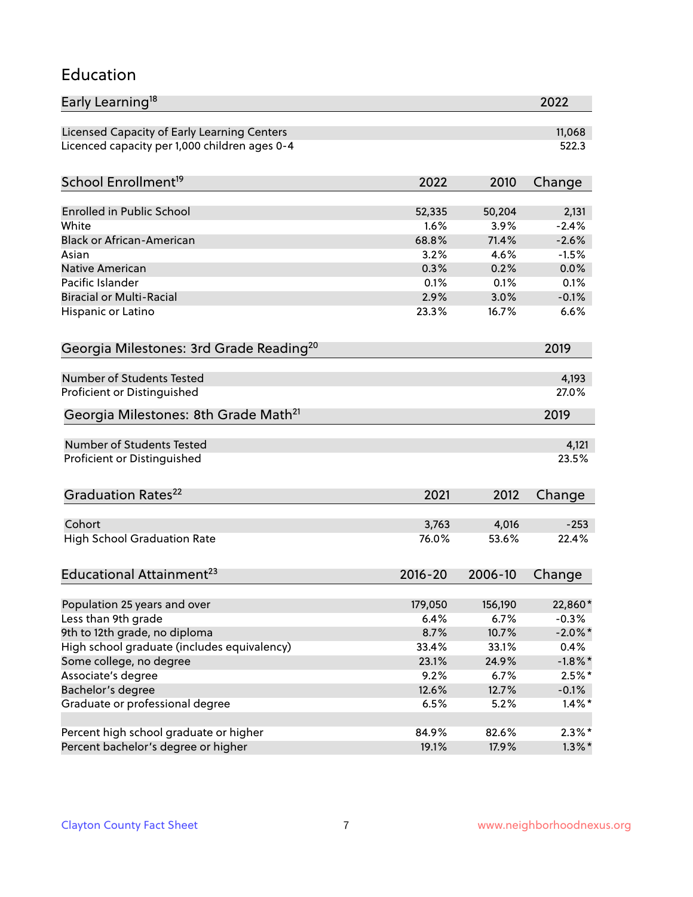# Education

| Early Learning[18] | 2022 |
|---|---|
| Licensed Capacity of Early Learning Centers | 11,068 |
| Licenced capacity per 1,000 children ages 0-4 | 522.3 |

| School Enrollment[19] | 2022 | 2010 | Change |
|---|---|---|---|
| Enrolled in Public School | 52,335 | 50,204 | 2,131 |
| White | 1.6% | 3.9% | -2.4% |
| Black or African-American | 68.8% | 71.4% | -2.6% |
| Asian | 3.2% | 4.6% | -1.5% |
| Native American | 0.3% | 0.2% | 0.0% |
| Pacific Islander | 0.1% | 0.1% | 0.1% |
| Biracial or Multi-Racial | 2.9% | 3.0% | -0.1% |
| Hispanic or Latino | 23.3% | 16.7% | 6.6% |

| Georgia Milestones: 3rd Grade Reading[20] | 2019 |
|---|---|
| Number of Students Tested | 4,193 |
| Proficient or Distinguished | 27.0% |

| Georgia Milestones: 8th Grade Math[21] | 2019 |
|---|---|
| Number of Students Tested | 4,121 |
| Proficient or Distinguished | 23.5% |

| Graduation Rates[22] | 2021 | 2012 | Change |
|---|---|---|---|
| Cohort | 3,763 | 4,016 | -253 |
| High School Graduation Rate | 76.0% | 53.6% | 22.4% |

| Educational Attainment[23] | 2016-20 | 2006-10 | Change |
|---|---|---|---|
| Population 25 years and over | 179,050 | 156,190 | 22,860* |
| Less than 9th grade | 6.4% | 6.7% | -0.3% |
| 9th to 12th grade, no diploma | 8.7% | 10.7% | -2.0%* |
| High school graduate (includes equivalency) | 33.4% | 33.1% | 0.4% |
| Some college, no degree | 23.1% | 24.9% | -1.8%* |
| Associate's degree | 9.2% | 6.7% | 2.5%* |
| Bachelor's degree | 12.6% | 12.7% | -0.1% |
| Graduate or professional degree | 6.5% | 5.2% | 1.4%* |
| | | | |
| Percent high school graduate or higher | 84.9% | 82.6% | 2.3%* |
| Percent bachelor's degree or higher | 19.1% | 17.9% | 1.3%* |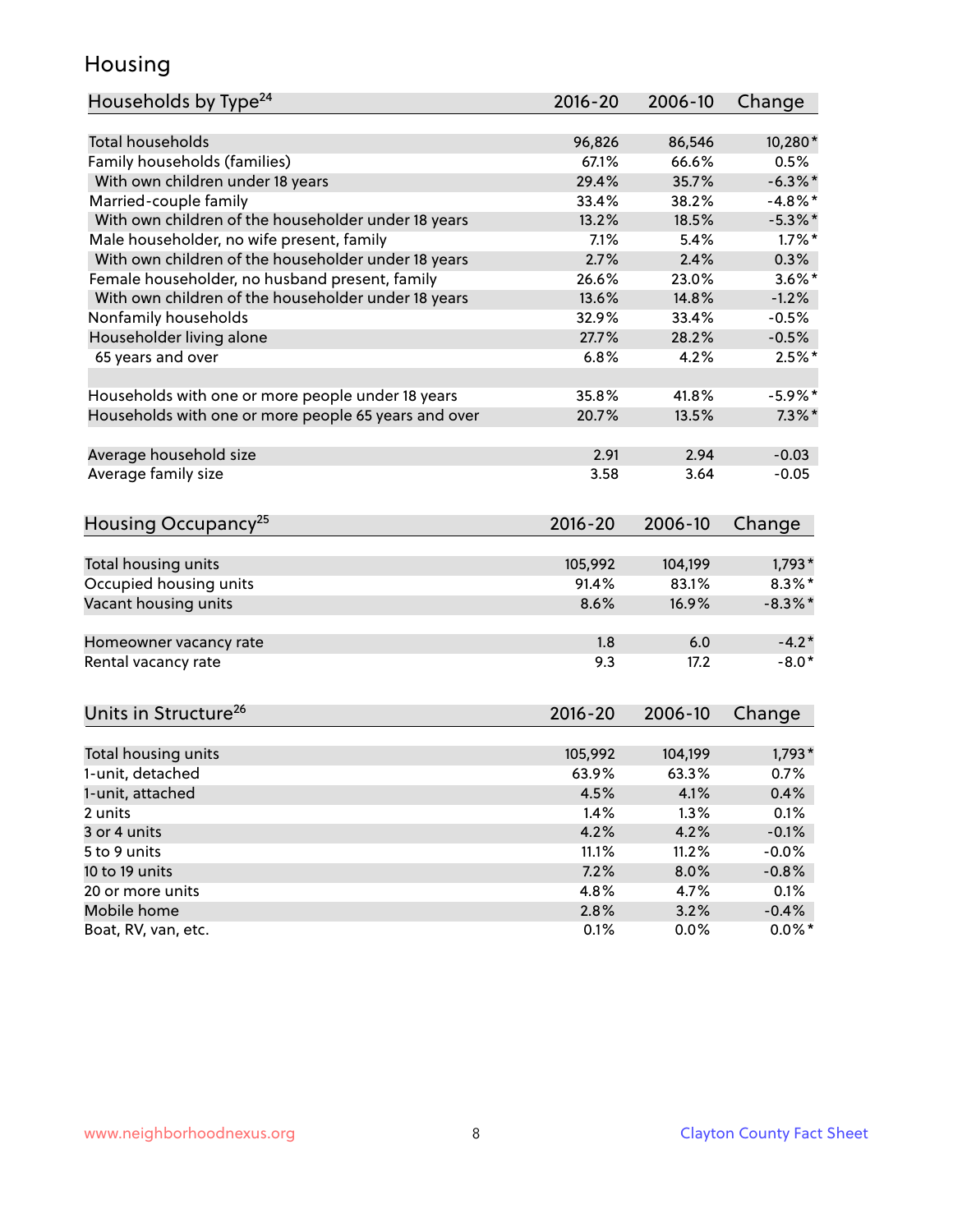# Housing

| Households by Type[24] | 2016-20 | 2006-10 | Change |
|---|---|---|---|
| Total households | 96,826 | 86,546 | 10,280* |
| Family households (families) | 67.1% | 66.6% | 0.5% |
| With own children under 18 years | 29.4% | 35.7% | -6.3%* |
| Married-couple family | 33.4% | 38.2% | -4.8%* |
| With own children of the householder under 18 years | 13.2% | 18.5% | -5.3%* |
| Male householder, no wife present, family | 7.1% | 5.4% | 1.7%* |
| With own children of the householder under 18 years | 2.7% | 2.4% | 0.3% |
| Female householder, no husband present, family | 26.6% | 23.0% | 3.6%* |
| With own children of the householder under 18 years | 13.6% | 14.8% | -1.2% |
| Nonfamily households | 32.9% | 33.4% | -0.5% |
| Householder living alone | 27.7% | 28.2% | -0.5% |
| 65 years and over | 6.8% | 4.2% | 2.5%* |
| | | | |
| Households with one or more people under 18 years | 35.8% | 41.8% | -5.9%* |
| Households with one or more people 65 years and over | 20.7% | 13.5% | 7.3%* |
| | | | |
| Average household size | 2.91 | 2.94 | -0.03 |
| Average family size | 3.58 | 3.64 | -0.05 |

| Housing Occupancy[25] | 2016-20 | 2006-10 | Change |
|---|---|---|---|
| Total housing units | 105,992 | 104,199 | 1,793* |
| Occupied housing units | 91.4% | 83.1% | 8.3%* |
| Vacant housing units | 8.6% | 16.9% | -8.3%* |
| | | | |
| Homeowner vacancy rate | 1.8 | 6.0 | -4.2* |
| Rental vacancy rate | 9.3 | 17.2 | -8.0* |

| Units in Structure[26] | 2016-20 | 2006-10 | Change |
|---|---|---|---|
| Total housing units | 105,992 | 104,199 | 1,793* |
| 1-unit, detached | 63.9% | 63.3% | 0.7% |
| 1-unit, attached | 4.5% | 4.1% | 0.4% |
| 2 units | 1.4% | 1.3% | 0.1% |
| 3 or 4 units | 4.2% | 4.2% | -0.1% |
| 5 to 9 units | 11.1% | 11.2% | -0.0% |
| 10 to 19 units | 7.2% | 8.0% | -0.8% |
| 20 or more units | 4.8% | 4.7% | 0.1% |
| Mobile home | 2.8% | 3.2% | -0.4% |
| Boat, RV, van, etc. | 0.1% | 0.0% | 0.0%* |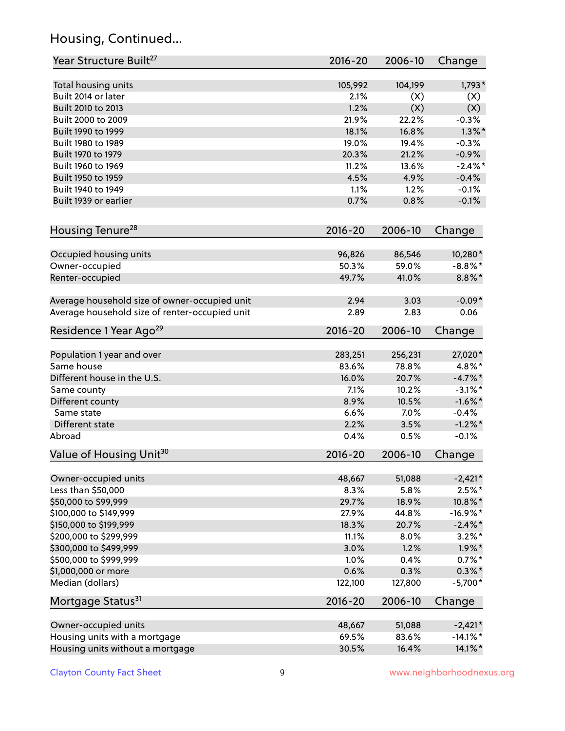## Housing, Continued...

| Year Structure Built[27] | 2016-20 | 2006-10 | Change |
|---|---|---|---|
| Total housing units | 105,992 | 104,199 | 1,793* |
| Built 2014 or later | 2.1% | (X) | (X) |
| Built 2010 to 2013 | 1.2% | (X) | (X) |
| Built 2000 to 2009 | 21.9% | 22.2% | -0.3% |
| Built 1990 to 1999 | 18.1% | 16.8% | 1.3%* |
| Built 1980 to 1989 | 19.0% | 19.4% | -0.3% |
| Built 1970 to 1979 | 20.3% | 21.2% | -0.9% |
| Built 1960 to 1969 | 11.2% | 13.6% | -2.4%* |
| Built 1950 to 1959 | 4.5% | 4.9% | -0.4% |
| Built 1940 to 1949 | 1.1% | 1.2% | -0.1% |
| Built 1939 or earlier | 0.7% | 0.8% | -0.1% |

| Housing Tenure[28] | 2016-20 | 2006-10 | Change |
|---|---|---|---|
| Occupied housing units | 96,826 | 86,546 | 10,280* |
| Owner-occupied | 50.3% | 59.0% | -8.8%* |
| Renter-occupied | 49.7% | 41.0% | 8.8%* |
| Average household size of owner-occupied unit | 2.94 | 3.03 | -0.09* |
| Average household size of renter-occupied unit | 2.89 | 2.83 | 0.06 |

| Residence 1 Year Ago[29] | 2016-20 | 2006-10 | Change |
|---|---|---|---|
| Population 1 year and over | 283,251 | 256,231 | 27,020* |
| Same house | 83.6% | 78.8% | 4.8%* |
| Different house in the U.S. | 16.0% | 20.7% | -4.7%* |
| Same county | 7.1% | 10.2% | -3.1%* |
| Different county | 8.9% | 10.5% | -1.6%* |
| Same state | 6.6% | 7.0% | -0.4% |
| Different state | 2.2% | 3.5% | -1.2%* |
| Abroad | 0.4% | 0.5% | -0.1% |

| Value of Housing Unit[30] | 2016-20 | 2006-10 | Change |
|---|---|---|---|
| Owner-occupied units | 48,667 | 51,088 | -2,421* |
| Less than $50,000 | 8.3% | 5.8% | 2.5%* |
| $50,000 to $99,999 | 29.7% | 18.9% | 10.8%* |
| $100,000 to $149,999 | 27.9% | 44.8% | -16.9%* |
| $150,000 to $199,999 | 18.3% | 20.7% | -2.4%* |
| $200,000 to $299,999 | 11.1% | 8.0% | 3.2%* |
| $300,000 to $499,999 | 3.0% | 1.2% | 1.9%* |
| $500,000 to $999,999 | 1.0% | 0.4% | 0.7%* |
| $1,000,000 or more | 0.6% | 0.3% | 0.3%* |
| Median (dollars) | 122,100 | 127,800 | -5,700* |

| Mortgage Status[31] | 2016-20 | 2006-10 | Change |
|---|---|---|---|
| Owner-occupied units | 48,667 | 51,088 | -2,421* |
| Housing units with a mortgage | 69.5% | 83.6% | -14.1%* |
| Housing units without a mortgage | 30.5% | 16.4% | 14.1%* |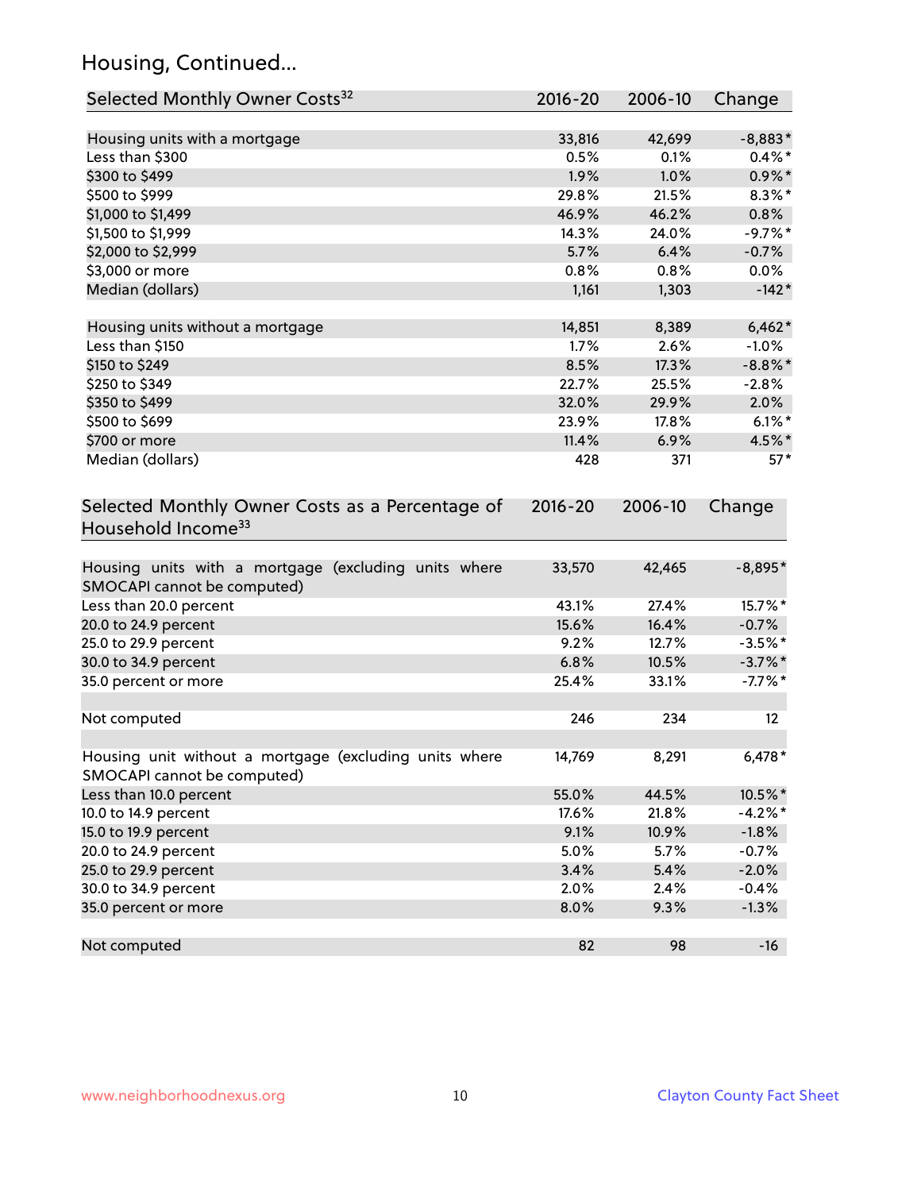## Housing, Continued...

| Selected Monthly Owner Costs[32] | 2016-20 | 2006-10 | Change |
|---|---|---|---|
| Housing units with a mortgage | 33,816 | 42,699 | -8,883* |
| Less than $300 | 0.5% | 0.1% | 0.4%* |
| $300 to $499 | 1.9% | 1.0% | 0.9%* |
| $500 to $999 | 29.8% | 21.5% | 8.3%* |
| $1,000 to $1,499 | 46.9% | 46.2% | 0.8% |
| $1,500 to $1,999 | 14.3% | 24.0% | -9.7%* |
| $2,000 to $2,999 | 5.7% | 6.4% | -0.7% |
| $3,000 or more | 0.8% | 0.8% | 0.0% |
| Median (dollars) | 1,161 | 1,303 | -142* |
| | | | |
| Housing units without a mortgage | 14,851 | 8,389 | 6,462* |
| Less than $150 | 1.7% | 2.6% | -1.0% |
| $150 to $249 | 8.5% | 17.3% | -8.8%* |
| $250 to $349 | 22.7% | 25.5% | -2.8% |
| $350 to $499 | 32.0% | 29.9% | 2.0% |
| $500 to $699 | 23.9% | 17.8% | 6.1%* |
| $700 or more | 11.4% | 6.9% | 4.5%* |
| Median (dollars) | 428 | 371 | 57* |

| Selected Monthly Owner Costs as a Percentage of Household Income[33] | 2016-20 | 2006-10 | Change |
|---|---|---|---|
| Housing units with a mortgage (excluding units where SMOCAPI cannot be computed) | 33,570 | 42,465 | -8,895* |
| Less than 20.0 percent | 43.1% | 27.4% | 15.7%* |
| 20.0 to 24.9 percent | 15.6% | 16.4% | -0.7% |
| 25.0 to 29.9 percent | 9.2% | 12.7% | -3.5%* |
| 30.0 to 34.9 percent | 6.8% | 10.5% | -3.7%* |
| 35.0 percent or more | 25.4% | 33.1% | -7.7%* |
| | | | |
| Not computed | 246 | 234 | 12 |
| | | | |
| Housing unit without a mortgage (excluding units where SMOCAPI cannot be computed) | 14,769 | 8,291 | 6,478* |
| Less than 10.0 percent | 55.0% | 44.5% | 10.5%* |
| 10.0 to 14.9 percent | 17.6% | 21.8% | -4.2%* |
| 15.0 to 19.9 percent | 9.1% | 10.9% | -1.8% |
| 20.0 to 24.9 percent | 5.0% | 5.7% | -0.7% |
| 25.0 to 29.9 percent | 3.4% | 5.4% | -2.0% |
| 30.0 to 34.9 percent | 2.0% | 2.4% | -0.4% |
| 35.0 percent or more | 8.0% | 9.3% | -1.3% |
| | | | |
| Not computed | 82 | 98 | -16 |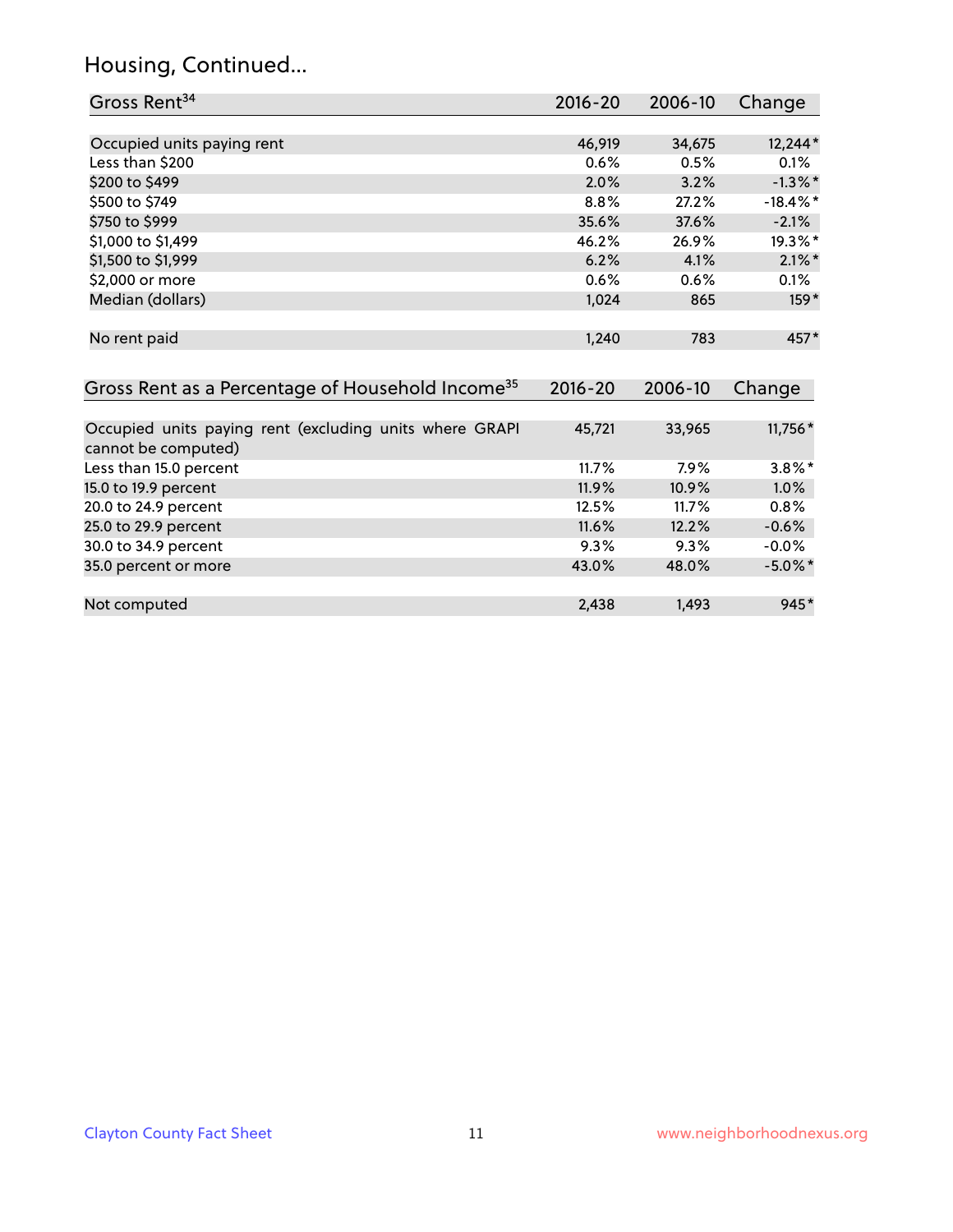# Housing, Continued...

| Gross Rent[34] | 2016-20 | 2006-10 | Change |
|---|---|---|---|
| Occupied units paying rent | 46,919 | 34,675 | 12,244* |
| Less than $200 | 0.6% | 0.5% | 0.1% |
| $200 to $499 | 2.0% | 3.2% | -1.3%* |
| $500 to $749 | 8.8% | 27.2% | -18.4%* |
| $750 to $999 | 35.6% | 37.6% | -2.1% |
| $1,000 to $1,499 | 46.2% | 26.9% | 19.3%* |
| $1,500 to $1,999 | 6.2% | 4.1% | 2.1%* |
| $2,000 or more | 0.6% | 0.6% | 0.1% |
| Median (dollars) | 1,024 | 865 | 159* |
| No rent paid | 1,240 | 783 | 457* |

| Gross Rent as a Percentage of Household Income[35] | 2016-20 | 2006-10 | Change |
|---|---|---|---|
| Occupied units paying rent (excluding units where GRAPI cannot be computed) | 45,721 | 33,965 | 11,756* |
| Less than 15.0 percent | 11.7% | 7.9% | 3.8%* |
| 15.0 to 19.9 percent | 11.9% | 10.9% | 1.0% |
| 20.0 to 24.9 percent | 12.5% | 11.7% | 0.8% |
| 25.0 to 29.9 percent | 11.6% | 12.2% | -0.6% |
| 30.0 to 34.9 percent | 9.3% | 9.3% | -0.0% |
| 35.0 percent or more | 43.0% | 48.0% | -5.0%* |
| Not computed | 2,438 | 1,493 | 945* |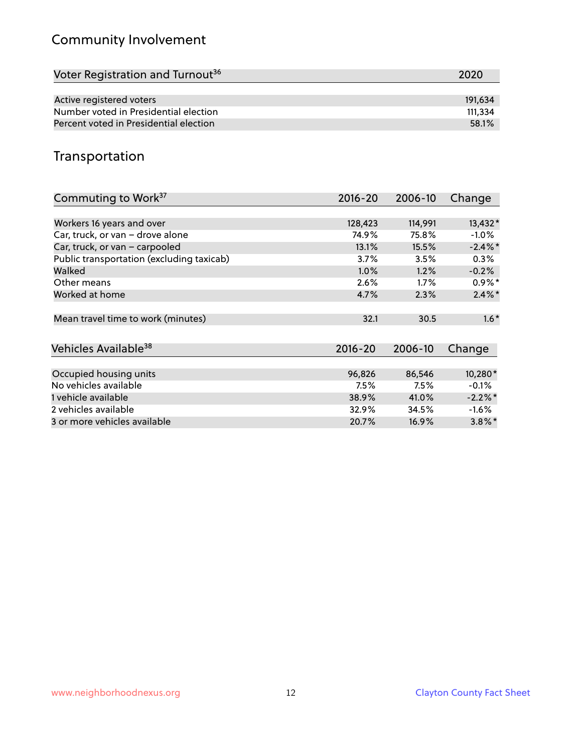## Community Involvement

| Voter Registration and Turnout[36] | 2020 |
|---|---|
| Active registered voters | 191,634 |
| Number voted in Presidential election | 111,334 |
| Percent voted in Presidential election | 58.1% |

## Transportation

| Commuting to Work[37] | 2016-20 | 2006-10 | Change |
|---|---|---|---|
| Workers 16 years and over | 128,423 | 114,991 | 13,432* |
| Car, truck, or van – drove alone | 74.9% | 75.8% | -1.0% |
| Car, truck, or van – carpooled | 13.1% | 15.5% | -2.4%* |
| Public transportation (excluding taxicab) | 3.7% | 3.5% | 0.3% |
| Walked | 1.0% | 1.2% | -0.2% |
| Other means | 2.6% | 1.7% | 0.9%* |
| Worked at home | 4.7% | 2.3% | 2.4%* |
| Mean travel time to work (minutes) | 32.1 | 30.5 | 1.6* |

| Vehicles Available[38] | 2016-20 | 2006-10 | Change |
|---|---|---|---|
| Occupied housing units | 96,826 | 86,546 | 10,280* |
| No vehicles available | 7.5% | 7.5% | -0.1% |
| 1 vehicle available | 38.9% | 41.0% | -2.2%* |
| 2 vehicles available | 32.9% | 34.5% | -1.6% |
| 3 or more vehicles available | 20.7% | 16.9% | 3.8%* |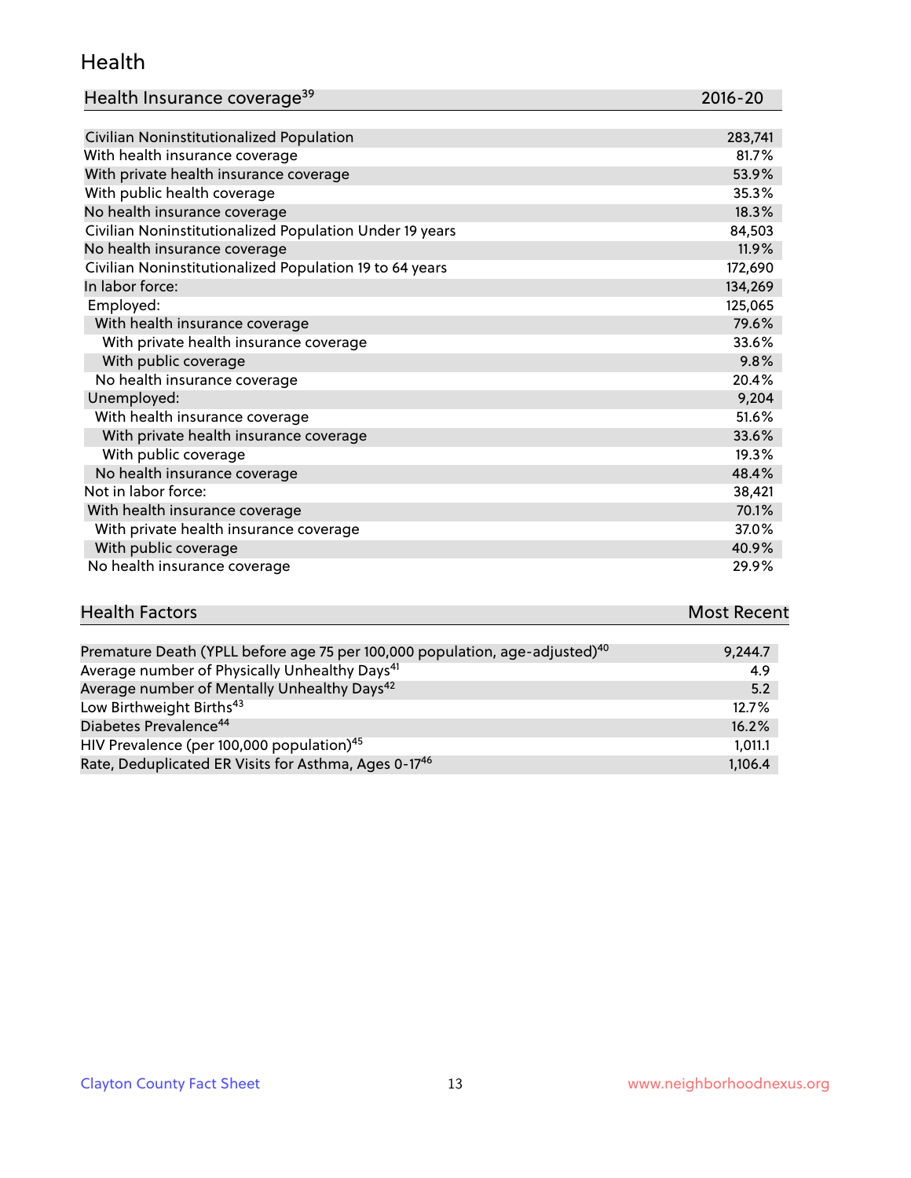## Health

| Health Insurance coverage[39] | 2016-20 |
|---|---|
| Civilian Noninstitutionalized Population | 283,741 |
| With health insurance coverage | 81.7% |
| With private health insurance coverage | 53.9% |
| With public health coverage | 35.3% |
| No health insurance coverage | 18.3% |
| Civilian Noninstitutionalized Population Under 19 years | 84,503 |
| No health insurance coverage | 11.9% |
| Civilian Noninstitutionalized Population 19 to 64 years | 172,690 |
| In labor force: | 134,269 |
| Employed: | 125,065 |
| With health insurance coverage | 79.6% |
| With private health insurance coverage | 33.6% |
| With public coverage | 9.8% |
| No health insurance coverage | 20.4% |
| Unemployed: | 9,204 |
| With health insurance coverage | 51.6% |
| With private health insurance coverage | 33.6% |
| With public coverage | 19.3% |
| No health insurance coverage | 48.4% |
| Not in labor force: | 38,421 |
| With health insurance coverage | 70.1% |
| With private health insurance coverage | 37.0% |
| With public coverage | 40.9% |
| No health insurance coverage | 29.9% |

| Health Factors | Most Recent |
|---|---|
| Premature Death (YPLL before age 75 per 100,000 population, age-adjusted)[40] | 9,244.7 |
| Average number of Physically Unhealthy Days[41] | 4.9 |
| Average number of Mentally Unhealthy Days[42] | 5.2 |
| Low Birthweight Births[43] | 12.7% |
| Diabetes Prevalence[44] | 16.2% |
| HIV Prevalence (per 100,000 population)[45] | 1,011.1 |
| Rate, Deduplicated ER Visits for Asthma, Ages 0-17[46] | 1,106.4 |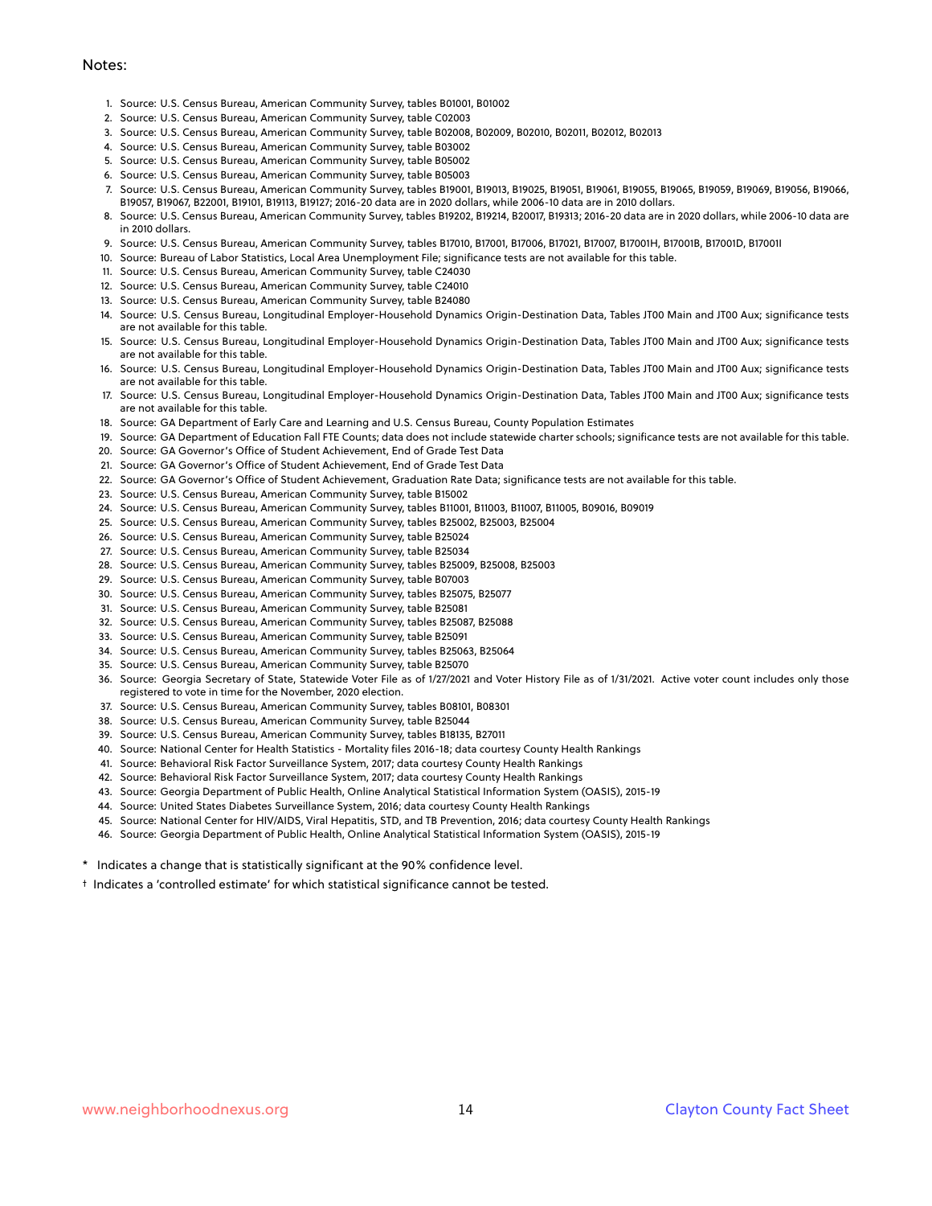Notes:

1. Source: U.S. Census Bureau, American Community Survey, tables B01001, B01002
2. Source: U.S. Census Bureau, American Community Survey, table C02003
3. Source: U.S. Census Bureau, American Community Survey, table B02008, B02009, B02010, B02011, B02012, B02013
4. Source: U.S. Census Bureau, American Community Survey, table B03002
5. Source: U.S. Census Bureau, American Community Survey, table B05002
6. Source: U.S. Census Bureau, American Community Survey, table B05003
7. Source: U.S. Census Bureau, American Community Survey, tables B19001, B19013, B19025, B19051, B19061, B19055, B19065, B19059, B19069, B19056, B19066, B19057, B19067, B22001, B19101, B19113, B19127; 2016-20 data are in 2020 dollars, while 2006-10 data are in 2010 dollars.
8. Source: U.S. Census Bureau, American Community Survey, tables B19202, B19214, B20017, B19313; 2016-20 data are in 2020 dollars, while 2006-10 data are in 2010 dollars.
9. Source: U.S. Census Bureau, American Community Survey, tables B17010, B17001, B17006, B17021, B17007, B17001H, B17001B, B17001D, B17001I
10. Source: Bureau of Labor Statistics, Local Area Unemployment File; significance tests are not available for this table.
11. Source: U.S. Census Bureau, American Community Survey, table C24030
12. Source: U.S. Census Bureau, American Community Survey, table C24010
13. Source: U.S. Census Bureau, American Community Survey, table B24080
14. Source: U.S. Census Bureau, Longitudinal Employer-Household Dynamics Origin-Destination Data, Tables JT00 Main and JT00 Aux; significance tests are not available for this table.
15. Source: U.S. Census Bureau, Longitudinal Employer-Household Dynamics Origin-Destination Data, Tables JT00 Main and JT00 Aux; significance tests are not available for this table.
16. Source: U.S. Census Bureau, Longitudinal Employer-Household Dynamics Origin-Destination Data, Tables JT00 Main and JT00 Aux; significance tests are not available for this table.
17. Source: U.S. Census Bureau, Longitudinal Employer-Household Dynamics Origin-Destination Data, Tables JT00 Main and JT00 Aux; significance tests are not available for this table.
18. Source: GA Department of Early Care and Learning and U.S. Census Bureau, County Population Estimates
19. Source: GA Department of Education Fall FTE Counts; data does not include statewide charter schools; significance tests are not available for this table.
20. Source: GA Governor's Office of Student Achievement, End of Grade Test Data
21. Source: GA Governor's Office of Student Achievement, End of Grade Test Data
22. Source: GA Governor's Office of Student Achievement, Graduation Rate Data; significance tests are not available for this table.
23. Source: U.S. Census Bureau, American Community Survey, table B15002
24. Source: U.S. Census Bureau, American Community Survey, tables B11001, B11003, B11007, B11005, B09016, B09019
25. Source: U.S. Census Bureau, American Community Survey, tables B25002, B25003, B25004
26. Source: U.S. Census Bureau, American Community Survey, table B25024
27. Source: U.S. Census Bureau, American Community Survey, table B25034
28. Source: U.S. Census Bureau, American Community Survey, tables B25009, B25008, B25003
29. Source: U.S. Census Bureau, American Community Survey, table B07003
30. Source: U.S. Census Bureau, American Community Survey, tables B25075, B25077
31. Source: U.S. Census Bureau, American Community Survey, table B25081
32. Source: U.S. Census Bureau, American Community Survey, tables B25087, B25088
33. Source: U.S. Census Bureau, American Community Survey, table B25091
34. Source: U.S. Census Bureau, American Community Survey, tables B25063, B25064
35. Source: U.S. Census Bureau, American Community Survey, table B25070
36. Source: Georgia Secretary of State, Statewide Voter File as of 1/27/2021 and Voter History File as of 1/31/2021. Active voter count includes only those registered to vote in time for the November, 2020 election.
37. Source: U.S. Census Bureau, American Community Survey, tables B08101, B08301
38. Source: U.S. Census Bureau, American Community Survey, table B25044
39. Source: U.S. Census Bureau, American Community Survey, tables B18135, B27011
40. Source: National Center for Health Statistics - Mortality files 2016-18; data courtesy County Health Rankings
41. Source: Behavioral Risk Factor Surveillance System, 2017; data courtesy County Health Rankings
42. Source: Behavioral Risk Factor Surveillance System, 2017; data courtesy County Health Rankings
43. Source: Georgia Department of Public Health, Online Analytical Statistical Information System (OASIS), 2015-19
44. Source: United States Diabetes Surveillance System, 2016; data courtesy County Health Rankings
45. Source: National Center for HIV/AIDS, Viral Hepatitis, STD, and TB Prevention, 2016; data courtesy County Health Rankings
46. Source: Georgia Department of Public Health, Online Analytical Statistical Information System (OASIS), 2015-19

\* Indicates a change that is statistically significant at the 90% confidence level.

† Indicates a 'controlled estimate' for which statistical significance cannot be tested.